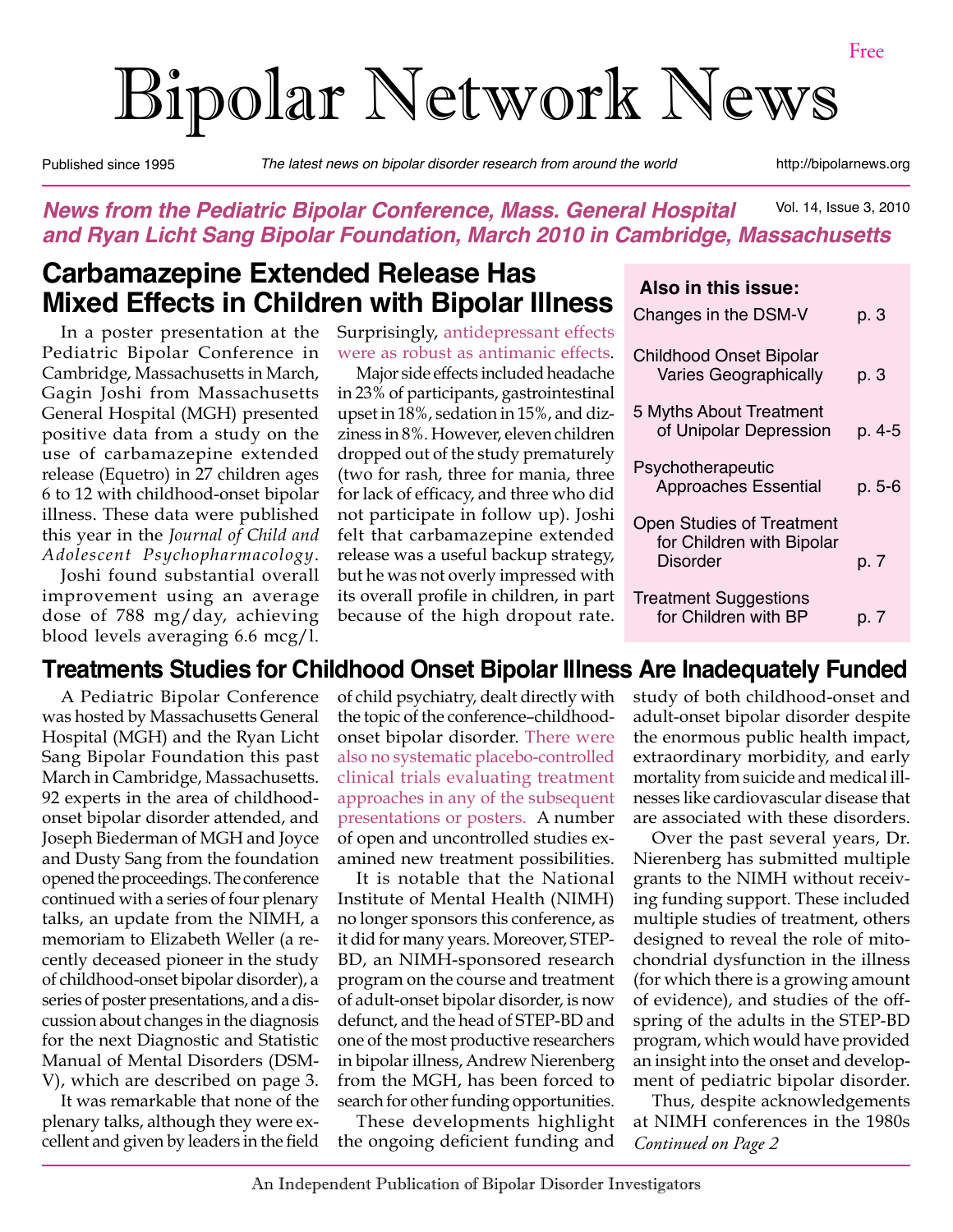Free

# Bipolar Network News

Published since 1995 — *The latest news on bipolar disorder research from around the world* — http://bipolarnews.org

***News from the Pediatric Bipolar Conference, Mass. General Hospital and Ryan Licht Sang Bipolar Foundation, March 2010 in Cambridge, Massachusetts***

Vol. 14, Issue 3, 2010

## Carbamazepine Extended Release Has Mixed Effects in Children with Bipolar Illness

In a poster presentation at the Pediatric Bipolar Conference in Cambridge, Massachusetts in March, Gagin Joshi from Massachusetts General Hospital (MGH) presented positive data from a study on the use of carbamazepine extended release (Equetro) in 27 children ages 6 to 12 with childhood-onset bipolar illness. These data were published this year in the *Journal of Child and Adolescent Psychopharmacology*.

Joshi found substantial overall improvement using an average dose of 788 mg/day, achieving blood levels averaging 6.6 mcg/l. Surprisingly, antidepressant effects were as robust as antimanic effects.

Major side effects included headache in 23% of participants, gastrointestinal upset in 18%, sedation in 15%, and dizziness in 8%. However, eleven children dropped out of the study prematurely (two for rash, three for mania, three for lack of efficacy, and three who did not participate in follow up). Joshi felt that carbamazepine extended release was a useful backup strategy, but he was not overly impressed with its overall profile in children, in part because of the high dropout rate.

**Also in this issue:**

| | |
|---|---|
| Changes in the DSM-V | p. 3 |
| Childhood Onset Bipolar Varies Geographically | p. 3 |
| 5 Myths About Treatment of Unipolar Depression | p. 4-5 |
| Psychotherapeutic Approaches Essential | p. 5-6 |
| Open Studies of Treatment for Children with Bipolar Disorder | p. 7 |
| Treatment Suggestions for Children with BP | p. 7 |

## Treatments Studies for Childhood Onset Bipolar Illness Are Inadequately Funded

A Pediatric Bipolar Conference was hosted by Massachusetts General Hospital (MGH) and the Ryan Licht Sang Bipolar Foundation this past March in Cambridge, Massachusetts. 92 experts in the area of childhood-onset bipolar disorder attended, and Joseph Biederman of MGH and Joyce and Dusty Sang from the foundation opened the proceedings. The conference continued with a series of four plenary talks, an update from the NIMH, a memoriam to Elizabeth Weller (a recently deceased pioneer in the study of childhood-onset bipolar disorder), a series of poster presentations, and a discussion about changes in the diagnosis for the next Diagnostic and Statistic Manual of Mental Disorders (DSM-V), which are described on page 3.

It was remarkable that none of the plenary talks, although they were excellent and given by leaders in the field of child psychiatry, dealt directly with the topic of the conference–childhood-onset bipolar disorder. There were also no systematic placebo-controlled clinical trials evaluating treatment approaches in any of the subsequent presentations or posters. A number of open and uncontrolled studies examined new treatment possibilities.

It is notable that the National Institute of Mental Health (NIMH) no longer sponsors this conference, as it did for many years. Moreover, STEP-BD, an NIMH-sponsored research program on the course and treatment of adult-onset bipolar disorder, is now defunct, and the head of STEP-BD and one of the most productive researchers in bipolar illness, Andrew Nierenberg from the MGH, has been forced to search for other funding opportunities.

These developments highlight the ongoing deficient funding and study of both childhood-onset and adult-onset bipolar disorder despite the enormous public health impact, extraordinary morbidity, and early mortality from suicide and medical illnesses like cardiovascular disease that are associated with these disorders.

Over the past several years, Dr. Nierenberg has submitted multiple grants to the NIMH without receiving funding support. These included multiple studies of treatment, others designed to reveal the role of mitochondrial dysfunction in the illness (for which there is a growing amount of evidence), and studies of the offspring of the adults in the STEP-BD program, which would have provided an insight into the onset and development of pediatric bipolar disorder.

Thus, despite acknowledgements at NIMH conferences in the 1980s

*Continued on Page 2*

An Independent Publication of Bipolar Disorder Investigators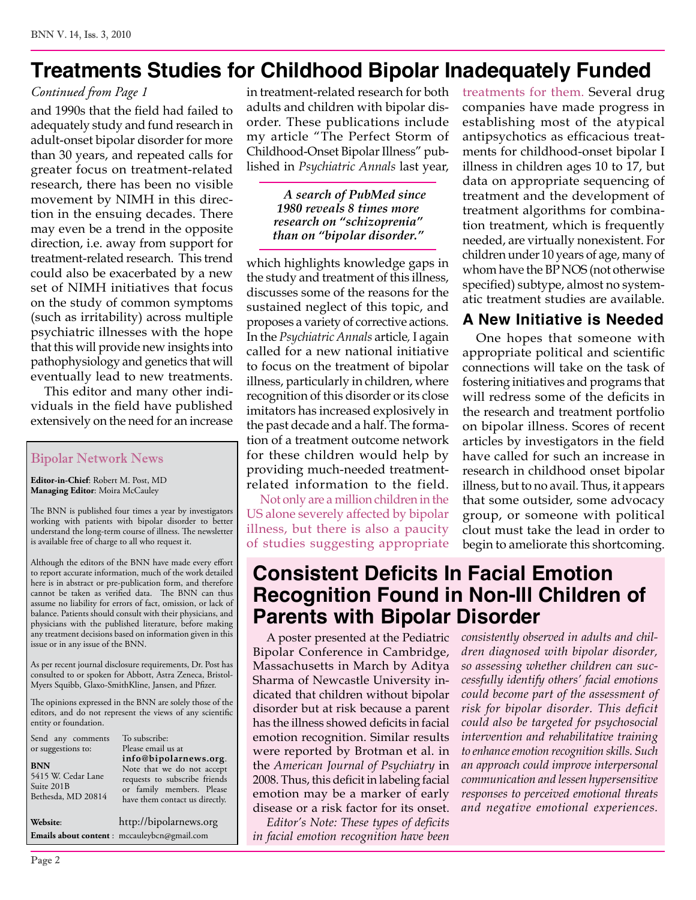# Treatments Studies for Childhood Bipolar Inadequately Funded

*Continued from Page 1*

and 1990s that the field had failed to adequately study and fund research in adult-onset bipolar disorder for more than 30 years, and repeated calls for greater focus on treatment-related research, there has been no visible movement by NIMH in this direction in the ensuing decades. There may even be a trend in the opposite direction, i.e. away from support for treatment-related research. This trend could also be exacerbated by a new set of NIMH initiatives that focus on the study of common symptoms (such as irritability) across multiple psychiatric illnesses with the hope that this will provide new insights into pathophysiology and genetics that will eventually lead to new treatments.

This editor and many other individuals in the field have published extensively on the need for an increase in treatment-related research for both adults and children with bipolar disorder. These publications include my article "The Perfect Storm of Childhood-Onset Bipolar Illness" published in *Psychiatric Annals* last year, which highlights knowledge gaps in the study and treatment of this illness, discusses some of the reasons for the sustained neglect of this topic, and proposes a variety of corrective actions. In the *Psychiatric Annals* article, I again called for a new national initiative to focus on the treatment of bipolar illness, particularly in children, where recognition of this disorder or its close imitators has increased explosively in the past decade and a half. The formation of a treatment outcome network for these children would help by providing much-needed treatment-related information to the field.

> ***A search of PubMed since 1980 reveals 8 times more research on "schizoprenia" than on "bipolar disorder."***

Not only are a million children in the US alone severely affected by bipolar illness, but there is also a paucity of studies suggesting appropriate treatments for them. Several drug companies have made progress in establishing most of the atypical antipsychotics as efficacious treatments for childhood-onset bipolar I illness in children ages 10 to 17, but data on appropriate sequencing of treatment and the development of treatment algorithms for combination treatment, which is frequently needed, are virtually nonexistent. For children under 10 years of age, many of whom have the BP NOS (not otherwise specified) subtype, almost no systematic treatment studies are available.

## A New Initiative is Needed

One hopes that someone with appropriate political and scientific connections will take on the task of fostering initiatives and programs that will redress some of the deficits in the research and treatment portfolio on bipolar illness. Scores of recent articles by investigators in the field have called for such an increase in research in childhood onset bipolar illness, but to no avail. Thus, it appears that some outsider, some advocacy group, or someone with political clout must take the lead in order to begin to ameliorate this shortcoming.

---

### Bipolar Network News

**Editor-in-Chief**: Robert M. Post, MD
**Managing Editor**: Moira McCauley

The BNN is published four times a year by investigators working with patients with bipolar disorder to better understand the long-term course of illness. The newsletter is available free of charge to all who request it.

Although the editors of the BNN have made every effort to report accurate information, much of the work detailed here is in abstract or pre-publication form, and therefore cannot be taken as verified data. The BNN can thus assume no liability for errors of fact, omission, or lack of balance. Patients should consult with their physicians, and physicians with the published literature, before making any treatment decisions based on information given in this issue or in any issue of the BNN.

As per recent journal disclosure requirements, Dr. Post has consulted to or spoken for Abbott, Astra Zeneca, Bristol-Myers Squibb, Glaxo-SmithKline, Jansen, and Pfizer.

The opinions expressed in the BNN are solely those of the editors, and do not represent the views of any scientific entity or foundation.

Send any comments or suggestions to:

**BNN**
5415 W. Cedar Lane
Suite 201B
Bethesda, MD 20814

To subscribe:
Please email us at **info@bipolarnews.org**. Note that we do not accept requests to subscribe friends or family members. Please have them contact us directly.

**Website**: http://bipolarnews.org
**Emails about content**: mccauleybcn@gmail.com

---

# Consistent Deficits In Facial Emotion Recognition Found in Non-Ill Children of Parents with Bipolar Disorder

A poster presented at the Pediatric Bipolar Conference in Cambridge, Massachusetts in March by Aditya Sharma of Newcastle University indicated that children without bipolar disorder but at risk because a parent has the illness showed deficits in facial emotion recognition. Similar results were reported by Brotman et al. in the *American Journal of Psychiatry* in 2008. Thus, this deficit in labeling facial emotion may be a marker of early disease or a risk factor for its onset.

*Editor's Note: These types of deficits in facial emotion recognition have been consistently observed in adults and children diagnosed with bipolar disorder, so assessing whether children can successfully identify others' facial emotions could become part of the assessment of risk for bipolar disorder. This deficit could also be targeted for psychosocial intervention and rehabilitative training to enhance emotion recognition skills. Such an approach could improve interpersonal communication and lessen hypersensitive responses to perceived emotional threats and negative emotional experiences.*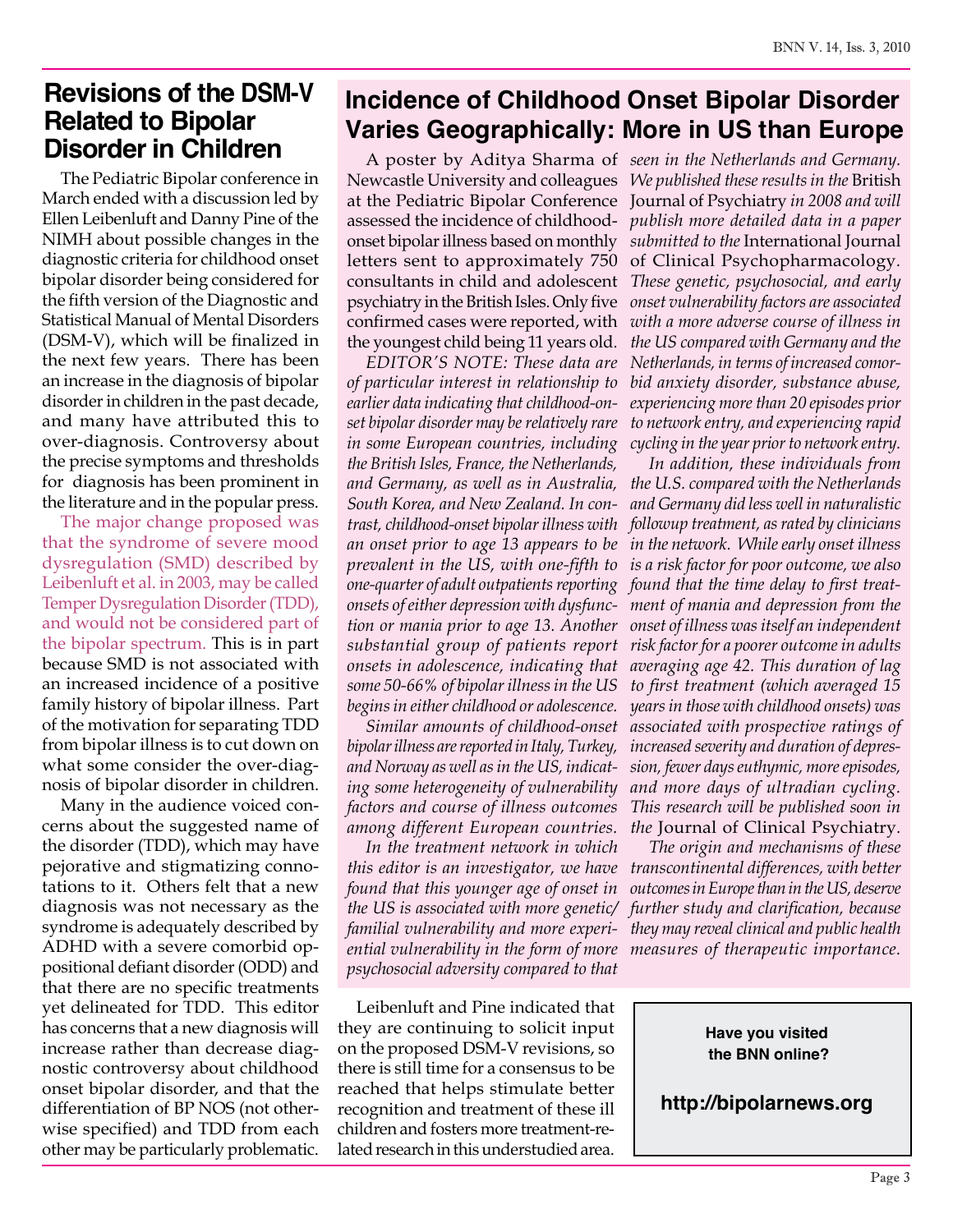## Revisions of the DSM-V Related to Bipolar Disorder in Children

The Pediatric Bipolar conference in March ended with a discussion led by Ellen Leibenluft and Danny Pine of the NIMH about possible changes in the diagnostic criteria for childhood onset bipolar disorder being considered for the fifth version of the Diagnostic and Statistical Manual of Mental Disorders (DSM-V), which will be finalized in the next few years. There has been an increase in the diagnosis of bipolar disorder in children in the past decade, and many have attributed this to over-diagnosis. Controversy about the precise symptoms and thresholds for diagnosis has been prominent in the literature and in the popular press.

The major change proposed was that the syndrome of severe mood dysregulation (SMD) described by Leibenluft et al. in 2003, may be called Temper Dysregulation Disorder (TDD), and would not be considered part of the bipolar spectrum. This is in part because SMD is not associated with an increased incidence of a positive family history of bipolar illness. Part of the motivation for separating TDD from bipolar illness is to cut down on what some consider the over-diagnosis of bipolar disorder in children.

Many in the audience voiced concerns about the suggested name of the disorder (TDD), which may have pejorative and stigmatizing connotations to it. Others felt that a new diagnosis was not necessary as the syndrome is adequately described by ADHD with a severe comorbid oppositional defiant disorder (ODD) and that there are no specific treatments yet delineated for TDD. This editor has concerns that a new diagnosis will increase rather than decrease diagnostic controversy about childhood onset bipolar disorder, and that the differentiation of BP NOS (not otherwise specified) and TDD from each other may be particularly problematic.

Leibenluft and Pine indicated that they are continuing to solicit input on the proposed DSM-V revisions, so there is still time for a consensus to be reached that helps stimulate better recognition and treatment of these ill children and fosters more treatment-related research in this understudied area.

## Incidence of Childhood Onset Bipolar Disorder Varies Geographically: More in US than Europe

A poster by Aditya Sharma of Newcastle University and colleagues at the Pediatric Bipolar Conference assessed the incidence of childhood-onset bipolar illness based on monthly letters sent to approximately 750 consultants in child and adolescent psychiatry in the British Isles. Only five confirmed cases were reported, with the youngest child being 11 years old.

*EDITOR'S NOTE: These data are of particular interest in relationship to earlier data indicating that childhood-onset bipolar disorder may be relatively rare in some European countries, including the British Isles, France, the Netherlands, and Germany, as well as in Australia, South Korea, and New Zealand. In contrast, childhood-onset bipolar illness with an onset prior to age 13 appears to be prevalent in the US, with one-fifth to one-quarter of adult outpatients reporting onsets of either depression with dysfunction or mania prior to age 13. Another substantial group of patients report onsets in adolescence, indicating that some 50-66% of bipolar illness in the US begins in either childhood or adolescence.*

*Similar amounts of childhood-onset bipolar illness are reported in Italy, Turkey, and Norway as well as in the US, indicating some heterogeneity of vulnerability factors and course of illness outcomes among different European countries.*

*In the treatment network in which this editor is an investigator, we have found that this younger age of onset in the US is associated with more genetic/familial vulnerability and more experiential vulnerability in the form of more psychosocial adversity compared to that seen in the Netherlands and Germany. We published these results in the* British Journal of Psychiatry *in 2008 and will publish more detailed data in a paper submitted to the* International Journal of Clinical Psychopharmacology. *These genetic, psychosocial, and early onset vulnerability factors are associated with a more adverse course of illness in the US compared with Germany and the Netherlands, in terms of increased comorbid anxiety disorder, substance abuse, experiencing more than 20 episodes prior to network entry, and experiencing rapid cycling in the year prior to network entry.*

*In addition, these individuals from the U.S. compared with the Netherlands and Germany did less well in naturalistic followup treatment, as rated by clinicians in the network. While early onset illness is a risk factor for poor outcome, we also found that the time delay to first treatment of mania and depression from the onset of illness was itself an independent risk factor for a poorer outcome in adults averaging age 42. This duration of lag to first treatment (which averaged 15 years in those with childhood onsets) was associated with prospective ratings of increased severity and duration of depression, fewer days euthymic, more episodes, and more days of ultradian cycling. This research will be published soon in the* Journal of Clinical Psychiatry.

*The origin and mechanisms of these transcontinental differences, with better outcomes in Europe than in the US, deserve further study and clarification, because they may reveal clinical and public health measures of therapeutic importance.*

**Have you visited the BNN online?**

**http://bipolarnews.org**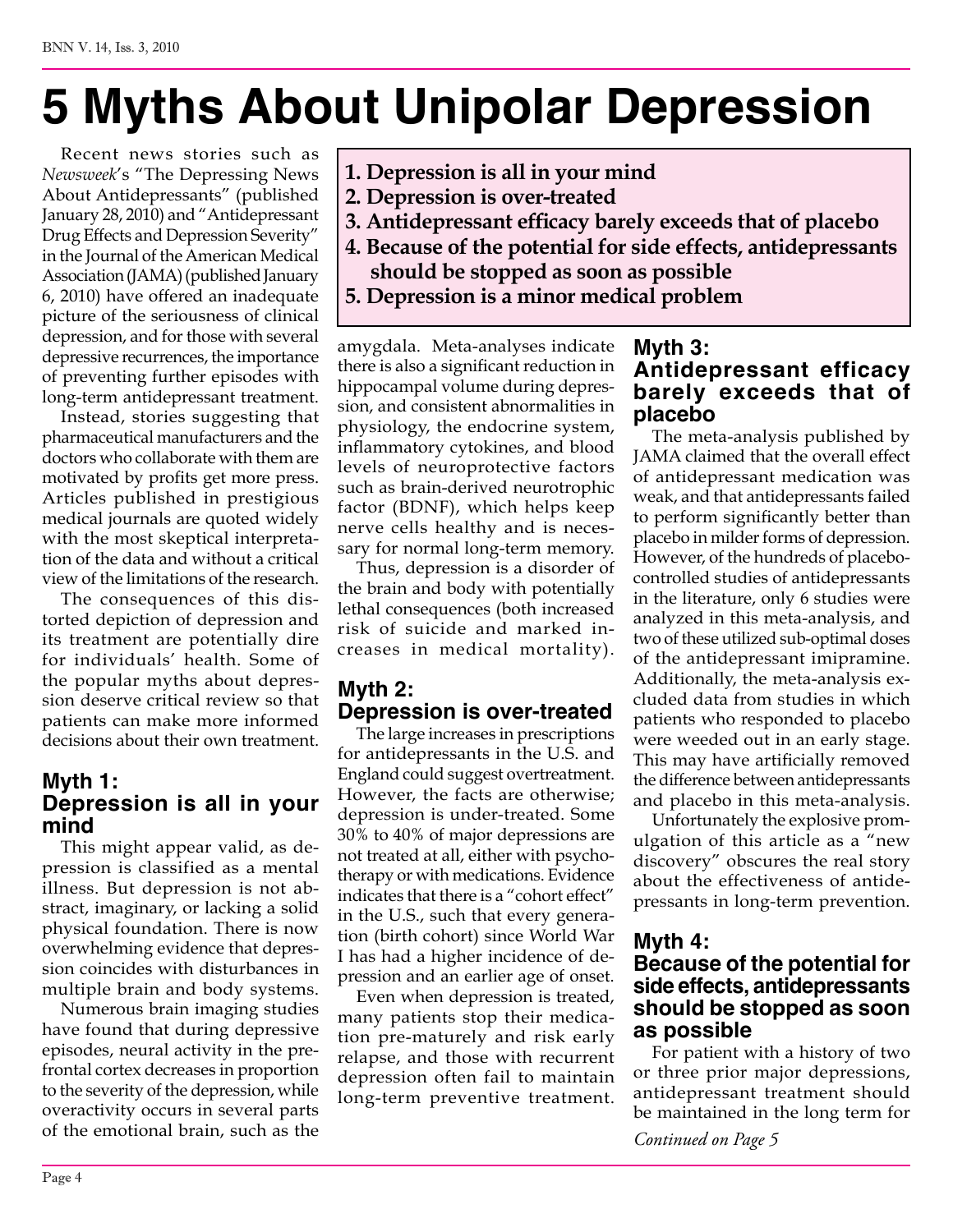# 5 Myths About Unipolar Depression

Recent news stories such as *Newsweek*'s "The Depressing News About Antidepressants" (published January 28, 2010) and "Antidepressant Drug Effects and Depression Severity" in the Journal of the American Medical Association (JAMA) (published January 6, 2010) have offered an inadequate picture of the seriousness of clinical depression, and for those with several depressive recurrences, the importance of preventing further episodes with long-term antidepressant treatment.

Instead, stories suggesting that pharmaceutical manufacturers and the doctors who collaborate with them are motivated by profits get more press. Articles published in prestigious medical journals are quoted widely with the most skeptical interpretation of the data and without a critical view of the limitations of the research.

The consequences of this distorted depiction of depression and its treatment are potentially dire for individuals' health. Some of the popular myths about depression deserve critical review so that patients can make more informed decisions about their own treatment.

> **1. Depression is all in your mind**
> **2. Depression is over-treated**
> **3. Antidepressant efficacy barely exceeds that of placebo**
> **4. Because of the potential for side effects, antidepressants should be stopped as soon as possible**
> **5. Depression is a minor medical problem**

## Myth 1: Depression is all in your mind

This might appear valid, as depression is classified as a mental illness. But depression is not abstract, imaginary, or lacking a solid physical foundation. There is now overwhelming evidence that depression coincides with disturbances in multiple brain and body systems.

Numerous brain imaging studies have found that during depressive episodes, neural activity in the prefrontal cortex decreases in proportion to the severity of the depression, while overactivity occurs in several parts of the emotional brain, such as the amygdala. Meta-analyses indicate there is also a significant reduction in hippocampal volume during depression, and consistent abnormalities in physiology, the endocrine system, inflammatory cytokines, and blood levels of neuroprotective factors such as brain-derived neurotrophic factor (BDNF), which helps keep nerve cells healthy and is necessary for normal long-term memory.

Thus, depression is a disorder of the brain and body with potentially lethal consequences (both increased risk of suicide and marked increases in medical mortality).

## Myth 2: Depression is over-treated

The large increases in prescriptions for antidepressants in the U.S. and England could suggest overtreatment. However, the facts are otherwise; depression is under-treated. Some 30% to 40% of major depressions are not treated at all, either with psychotherapy or with medications. Evidence indicates that there is a "cohort effect" in the U.S., such that every generation (birth cohort) since World War I has had a higher incidence of depression and an earlier age of onset.

Even when depression is treated, many patients stop their medication pre-maturely and risk early relapse, and those with recurrent depression often fail to maintain long-term preventive treatment.

## Myth 3: Antidepressant efficacy barely exceeds that of placebo

The meta-analysis published by JAMA claimed that the overall effect of antidepressant medication was weak, and that antidepressants failed to perform significantly better than placebo in milder forms of depression. However, of the hundreds of placebo-controlled studies of antidepressants in the literature, only 6 studies were analyzed in this meta-analysis, and two of these utilized sub-optimal doses of the antidepressant imipramine. Additionally, the meta-analysis excluded data from studies in which patients who responded to placebo were weeded out in an early stage. This may have artificially removed the difference between antidepressants and placebo in this meta-analysis.

Unfortunately the explosive promulgation of this article as a "new discovery" obscures the real story about the effectiveness of antidepressants in long-term prevention.

## Myth 4: Because of the potential for side effects, antidepressants should be stopped as soon as possible

For patient with a history of two or three prior major depressions, antidepressant treatment should be maintained in the long term for

*Continued on Page 5*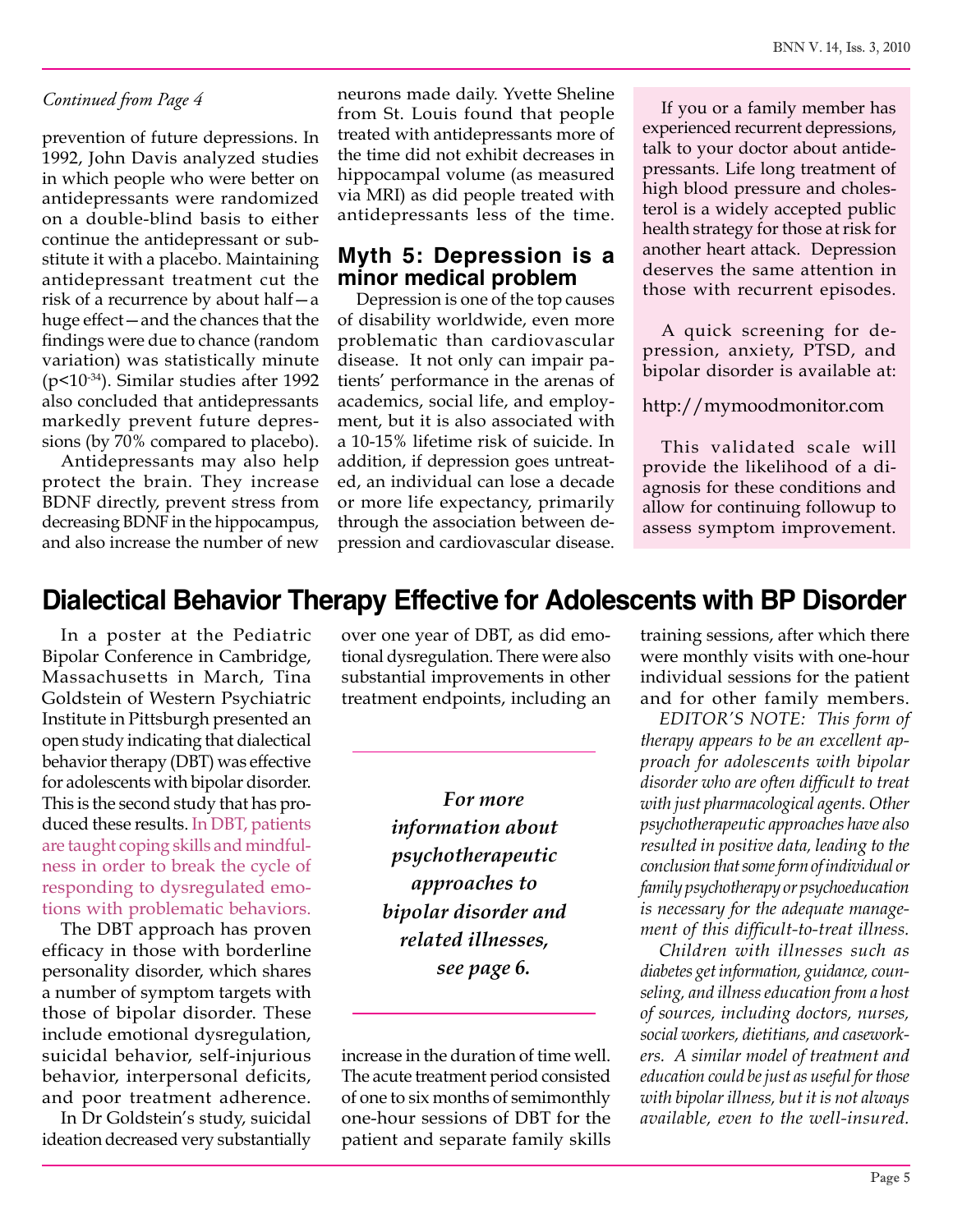*Continued from Page 4*

prevention of future depressions. In 1992, John Davis analyzed studies in which people who were better on antidepressants were randomized on a double-blind basis to either continue the antidepressant or substitute it with a placebo. Maintaining antidepressant treatment cut the risk of a recurrence by about half—a huge effect—and the chances that the findings were due to chance (random variation) was statistically minute ($p<10^{-34}$). Similar studies after 1992 also concluded that antidepressants markedly prevent future depressions (by 70% compared to placebo).

Antidepressants may also help protect the brain. They increase BDNF directly, prevent stress from decreasing BDNF in the hippocampus, and also increase the number of new neurons made daily. Yvette Sheline from St. Louis found that people treated with antidepressants more of the time did not exhibit decreases in hippocampal volume (as measured via MRI) as did people treated with antidepressants less of the time.

### Myth 5: Depression is a minor medical problem

Depression is one of the top causes of disability worldwide, even more problematic than cardiovascular disease. It not only can impair patients' performance in the arenas of academics, social life, and employment, but it is also associated with a 10-15% lifetime risk of suicide. In addition, if depression goes untreated, an individual can lose a decade or more life expectancy, primarily through the association between depression and cardiovascular disease.

If you or a family member has experienced recurrent depressions, talk to your doctor about antidepressants. Life long treatment of high blood pressure and cholesterol is a widely accepted public health strategy for those at risk for another heart attack. Depression deserves the same attention in those with recurrent episodes.

A quick screening for depression, anxiety, PTSD, and bipolar disorder is available at:

http://mymoodmonitor.com

This validated scale will provide the likelihood of a diagnosis for these conditions and allow for continuing followup to assess symptom improvement.

## Dialectical Behavior Therapy Effective for Adolescents with BP Disorder

In a poster at the Pediatric Bipolar Conference in Cambridge, Massachusetts in March, Tina Goldstein of Western Psychiatric Institute in Pittsburgh presented an open study indicating that dialectical behavior therapy (DBT) was effective for adolescents with bipolar disorder. This is the second study that has produced these results. In DBT, patients are taught coping skills and mindfulness in order to break the cycle of responding to dysregulated emotions with problematic behaviors.

The DBT approach has proven efficacy in those with borderline personality disorder, which shares a number of symptom targets with those of bipolar disorder. These include emotional dysregulation, suicidal behavior, self-injurious behavior, interpersonal deficits, and poor treatment adherence.

In Dr Goldstein's study, suicidal ideation decreased very substantially over one year of DBT, as did emotional dysregulation. There were also substantial improvements in other treatment endpoints, including an increase in the duration of time well. The acute treatment period consisted of one to six months of semimonthly one-hour sessions of DBT for the patient and separate family skills training sessions, after which there were monthly visits with one-hour individual sessions for the patient and for other family members.

***For more information about psychotherapeutic approaches to bipolar disorder and related illnesses, see page 6.***

*EDITOR'S NOTE: This form of therapy appears to be an excellent approach for adolescents with bipolar disorder who are often difficult to treat with just pharmacological agents. Other psychotherapeutic approaches have also resulted in positive data, leading to the conclusion that some form of individual or family psychotherapy or psychoeducation is necessary for the adequate management of this difficult-to-treat illness.*

*Children with illnesses such as diabetes get information, guidance, counseling, and illness education from a host of sources, including doctors, nurses, social workers, dietitians, and caseworkers. A similar model of treatment and education could be just as useful for those with bipolar illness, but it is not always available, even to the well-insured.*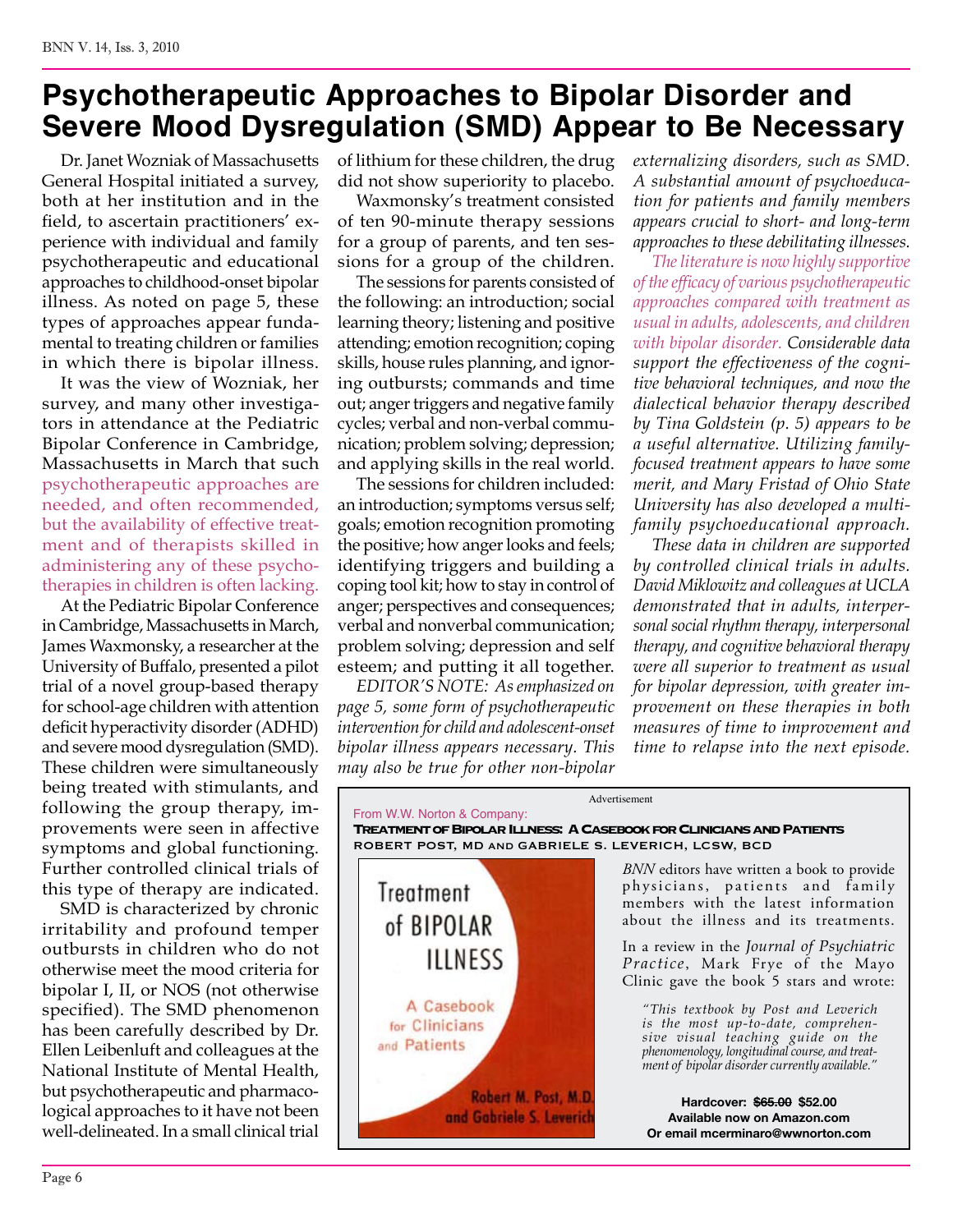# Psychotherapeutic Approaches to Bipolar Disorder and Severe Mood Dysregulation (SMD) Appear to Be Necessary

Dr. Janet Wozniak of Massachusetts General Hospital initiated a survey, both at her institution and in the field, to ascertain practitioners' experience with individual and family psychotherapeutic and educational approaches to childhood-onset bipolar illness. As noted on page 5, these types of approaches appear fundamental to treating children or families in which there is bipolar illness.

It was the view of Wozniak, her survey, and many other investigators in attendance at the Pediatric Bipolar Conference in Cambridge, Massachusetts in March that such psychotherapeutic approaches are needed, and often recommended, but the availability of effective treatment and of therapists skilled in administering any of these psychotherapies in children is often lacking.

At the Pediatric Bipolar Conference in Cambridge, Massachusetts in March, James Waxmonsky, a researcher at the University of Buffalo, presented a pilot trial of a novel group-based therapy for school-age children with attention deficit hyperactivity disorder (ADHD) and severe mood dysregulation (SMD). These children were simultaneously being treated with stimulants, and following the group therapy, improvements were seen in affective symptoms and global functioning. Further controlled clinical trials of this type of therapy are indicated.

SMD is characterized by chronic irritability and profound temper outbursts in children who do not otherwise meet the mood criteria for bipolar I, II, or NOS (not otherwise specified). The SMD phenomenon has been carefully described by Dr. Ellen Leibenluft and colleagues at the National Institute of Mental Health, but psychotherapeutic and pharmacological approaches to it have not been well-delineated. In a small clinical trial of lithium for these children, the drug did not show superiority to placebo.

Waxmonsky's treatment consisted of ten 90-minute therapy sessions for a group of parents, and ten sessions for a group of the children.

The sessions for parents consisted of the following: an introduction; social learning theory; listening and positive attending; emotion recognition; coping skills, house rules planning, and ignoring outbursts; commands and time out; anger triggers and negative family cycles; verbal and non-verbal communication; problem solving; depression; and applying skills in the real world.

The sessions for children included: an introduction; symptoms versus self; goals; emotion recognition promoting the positive; how anger looks and feels; identifying triggers and building a coping tool kit; how to stay in control of anger; perspectives and consequences; verbal and nonverbal communication; problem solving; depression and self esteem; and putting it all together.

*EDITOR'S NOTE: As emphasized on page 5, some form of psychotherapeutic intervention for child and adolescent-onset bipolar illness appears necessary. This may also be true for other non-bipolar externalizing disorders, such as SMD. A substantial amount of psychoeducation for patients and family members appears crucial to short- and long-term approaches to these debilitating illnesses.*

*The literature is now highly supportive of the efficacy of various psychotherapeutic approaches compared with treatment as usual in adults, adolescents, and children with bipolar disorder. Considerable data support the effectiveness of the cognitive behavioral techniques, and now the dialectical behavior therapy described by Tina Goldstein (p. 5) appears to be a useful alternative. Utilizing family-focused treatment appears to have some merit, and Mary Fristad of Ohio State University has also developed a multi-family psychoeducational approach.*

*These data in children are supported by controlled clinical trials in adults. David Miklowitz and colleagues at UCLA demonstrated that in adults, interpersonal social rhythm therapy, interpersonal therapy, and cognitive behavioral therapy were all superior to treatment as usual for bipolar depression, with greater improvement on these therapies in both measures of time to improvement and time to relapse into the next episode.*

---

Advertisement

From W.W. Norton & Company:

**Treatment of Bipolar Illness: A Casebook for Clinicians and Patients**

ROBERT POST, MD and GABRIELE S. LEVERICH, LCSW, BCD

*BNN* editors have written a book to provide physicians, patients and family members with the latest information about the illness and its treatments.

In a review in the *Journal of Psychiatric Practice*, Mark Frye of the Mayo Clinic gave the book 5 stars and wrote:

> *"This textbook by Post and Leverich is the most up-to-date, comprehensive visual teaching guide on the phenomenology, longitudinal course, and treatment of bipolar disorder currently available."*

**Hardcover: ~~$65.00~~ $52.00**
**Available now on Amazon.com**
**Or email mcerminaro@wwnorton.com**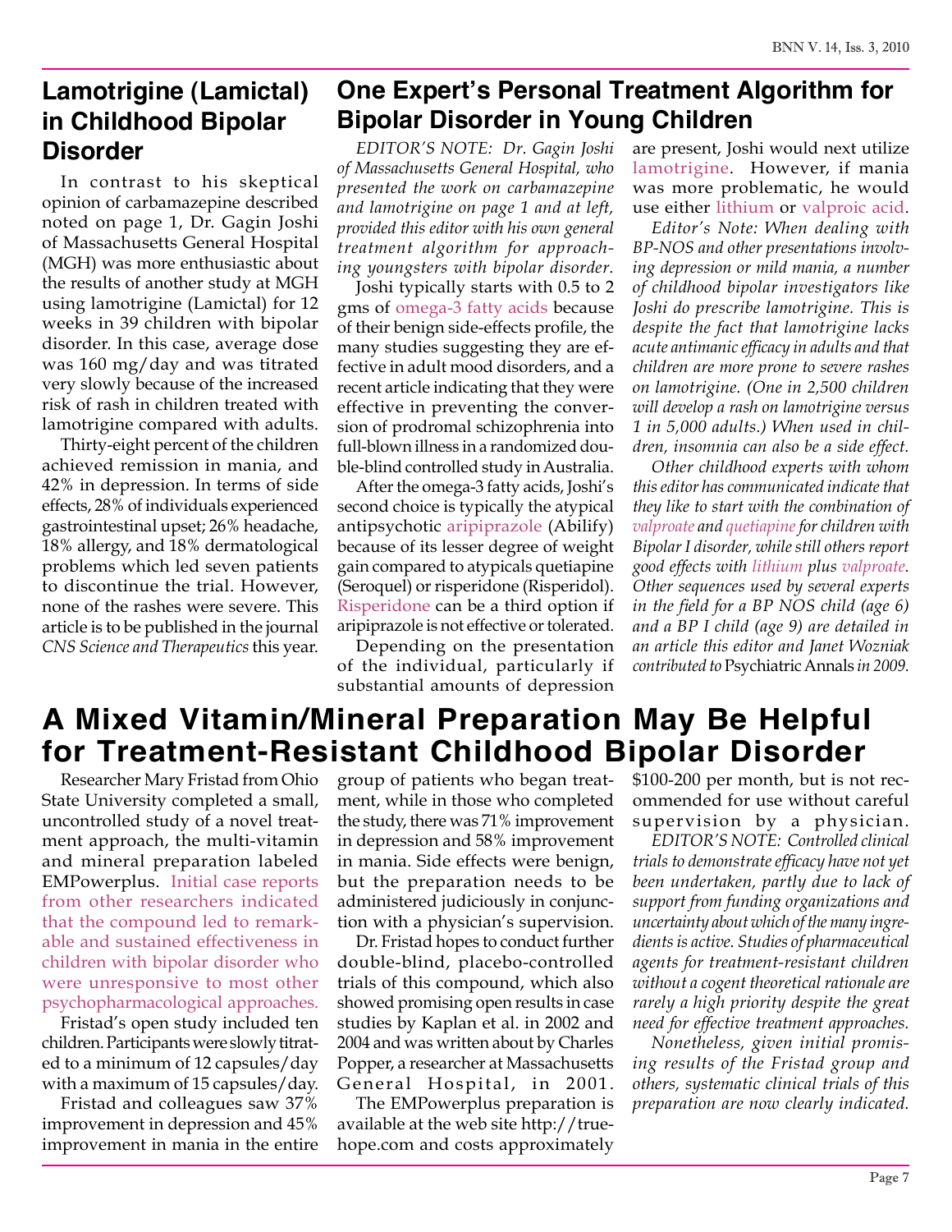## Lamotrigine (Lamictal) in Childhood Bipolar Disorder

In contrast to his skeptical opinion of carbamazepine described noted on page 1, Dr. Gagin Joshi of Massachusetts General Hospital (MGH) was more enthusiastic about the results of another study at MGH using lamotrigine (Lamictal) for 12 weeks in 39 children with bipolar disorder. In this case, average dose was 160 mg/day and was titrated very slowly because of the increased risk of rash in children treated with lamotrigine compared with adults.

Thirty-eight percent of the children achieved remission in mania, and 42% in depression. In terms of side effects, 28% of individuals experienced gastrointestinal upset; 26% headache, 18% allergy, and 18% dermatological problems which led seven patients to discontinue the trial. However, none of the rashes were severe. This article is to be published in the journal *CNS Science and Therapeutics* this year.

## One Expert's Personal Treatment Algorithm for Bipolar Disorder in Young Children

*EDITOR'S NOTE: Dr. Gagin Joshi of Massachusetts General Hospital, who presented the work on carbamazepine and lamotrigine on page 1 and at left, provided this editor with his own general treatment algorithm for approaching youngsters with bipolar disorder.*

Joshi typically starts with 0.5 to 2 gms of omega-3 fatty acids because of their benign side-effects profile, the many studies suggesting they are effective in adult mood disorders, and a recent article indicating that they were effective in preventing the conversion of prodromal schizophrenia into full-blown illness in a randomized double-blind controlled study in Australia.

After the omega-3 fatty acids, Joshi's second choice is typically the atypical antipsychotic aripiprazole (Abilify) because of its lesser degree of weight gain compared to atypicals quetiapine (Seroquel) or risperidone (Risperidol). Risperidone can be a third option if aripiprazole is not effective or tolerated.

Depending on the presentation of the individual, particularly if substantial amounts of depression are present, Joshi would next utilize lamotrigine. However, if mania was more problematic, he would use either lithium or valproic acid.

*Editor's Note: When dealing with BP-NOS and other presentations involving depression or mild mania, a number of childhood bipolar investigators like Joshi do prescribe lamotrigine. This is despite the fact that lamotrigine lacks acute antimanic efficacy in adults and that children are more prone to severe rashes on lamotrigine. (One in 2,500 children will develop a rash on lamotrigine versus 1 in 5,000 adults.) When used in children, insomnia can also be a side effect.*

*Other childhood experts with whom this editor has communicated indicate that they like to start with the combination of valproate and quetiapine for children with Bipolar I disorder, while still others report good effects with lithium plus valproate. Other sequences used by several experts in the field for a BP NOS child (age 6) and a BP I child (age 9) are detailed in an article this editor and Janet Wozniak contributed to* Psychiatric Annals *in 2009.*

## A Mixed Vitamin/Mineral Preparation May Be Helpful for Treatment-Resistant Childhood Bipolar Disorder

Researcher Mary Fristad from Ohio State University completed a small, uncontrolled study of a novel treatment approach, the multi-vitamin and mineral preparation labeled EMPowerplus. Initial case reports from other researchers indicated that the compound led to remarkable and sustained effectiveness in children with bipolar disorder who were unresponsive to most other psychopharmacological approaches.

Fristad's open study included ten children. Participants were slowly titrated to a minimum of 12 capsules/day with a maximum of 15 capsules/day.

Fristad and colleagues saw 37% improvement in depression and 45% improvement in mania in the entire group of patients who began treatment, while in those who completed the study, there was 71% improvement in depression and 58% improvement in mania. Side effects were benign, but the preparation needs to be administered judiciously in conjunction with a physician's supervision.

Dr. Fristad hopes to conduct further double-blind, placebo-controlled trials of this compound, which also showed promising open results in case studies by Kaplan et al. in 2002 and 2004 and was written about by Charles Popper, a researcher at Massachusetts General Hospital, in 2001.

The EMPowerplus preparation is available at the web site http://truehope.com and costs approximately $100-200 per month, but is not recommended for use without careful supervision by a physician.

*EDITOR'S NOTE: Controlled clinical trials to demonstrate efficacy have not yet been undertaken, partly due to lack of support from funding organizations and uncertainty about which of the many ingredients is active. Studies of pharmaceutical agents for treatment-resistant children without a cogent theoretical rationale are rarely a high priority despite the great need for effective treatment approaches.*

*Nonetheless, given initial promising results of the Fristad group and others, systematic clinical trials of this preparation are now clearly indicated.*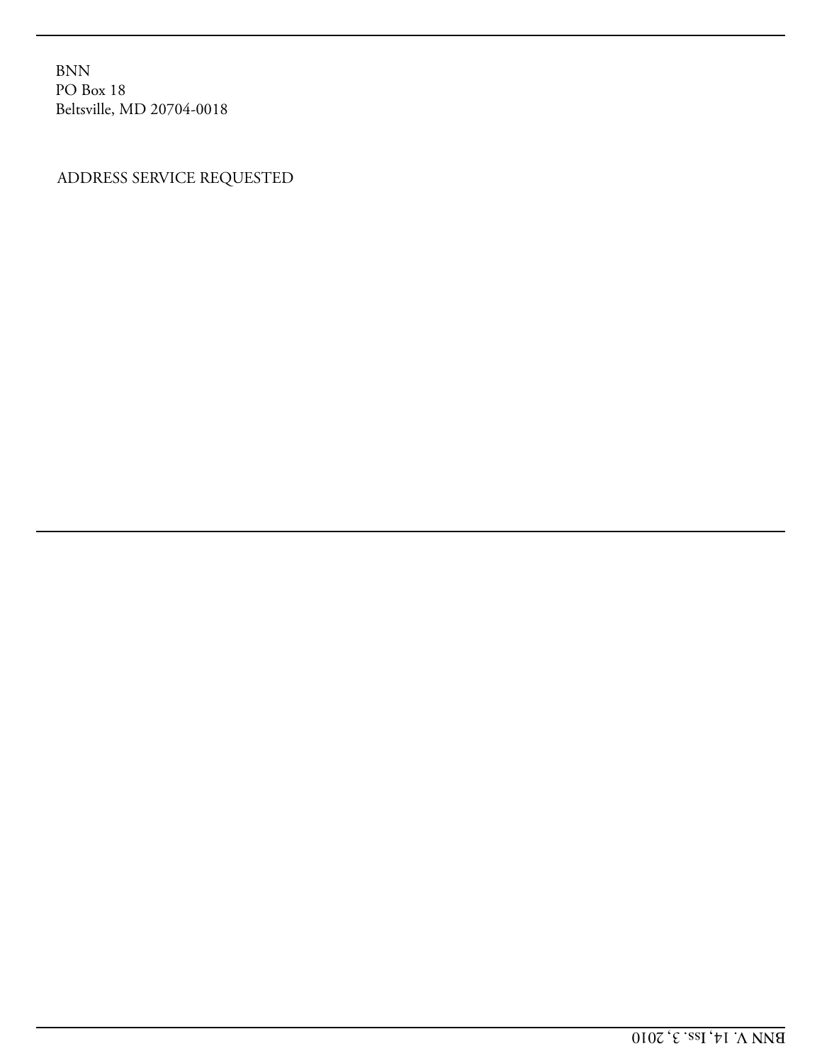BNN
PO Box 18
Beltsville, MD 20704-0018

ADDRESS SERVICE REQUESTED